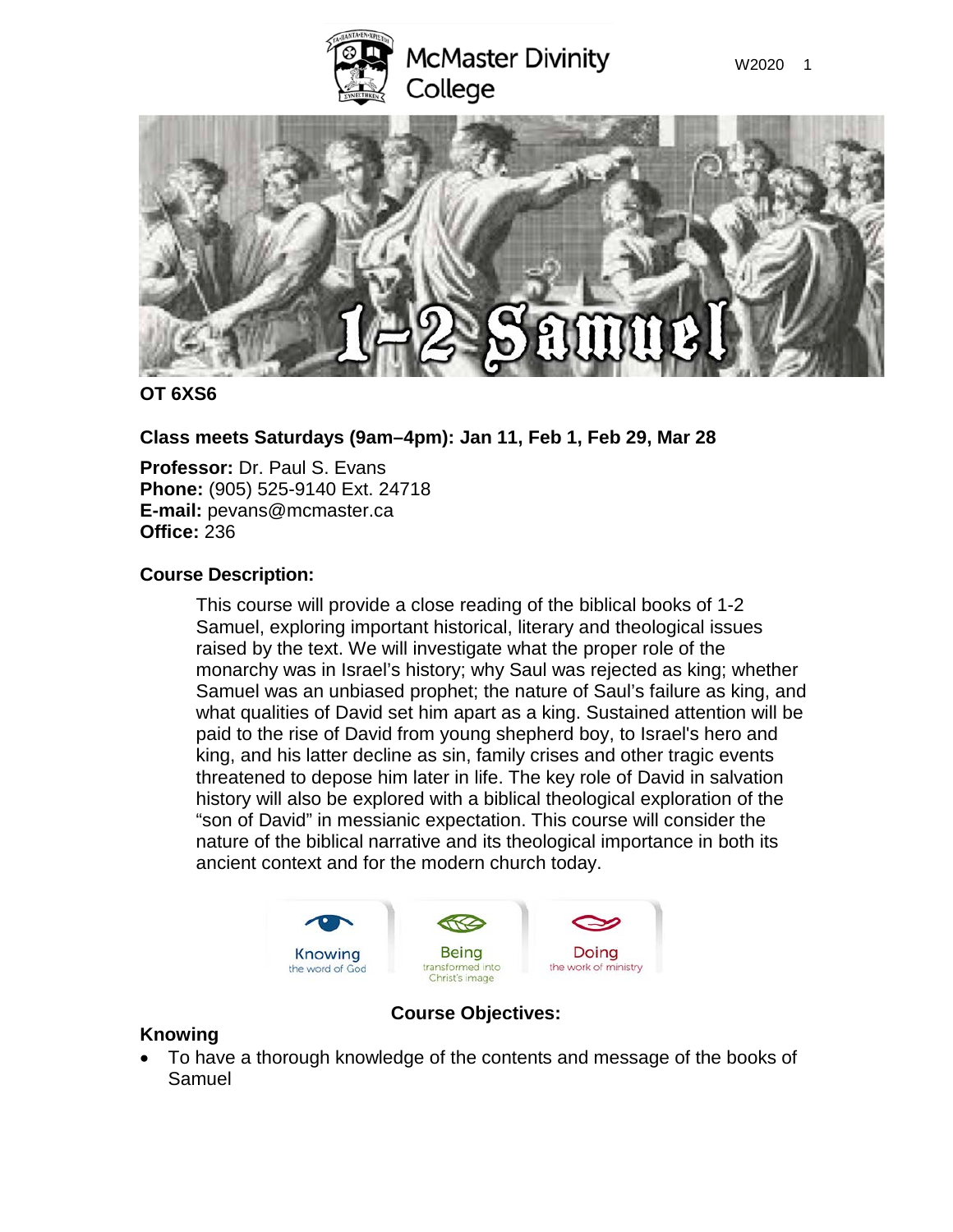**OT 6XS6**

**Class meets Saturdays (9am–4pm): Jan 11, Feb 1, Feb 29, Mar 28**

**Professor:** Dr. Paul S. Evans
**Phone:** (905) 525-9140 Ext. 24718
**E-mail:** pevans@mcmaster.ca
**Office:** 236

**Course Description:**

This course will provide a close reading of the biblical books of 1-2 Samuel, exploring important historical, literary and theological issues raised by the text. We will investigate what the proper role of the monarchy was in Israel's history; why Saul was rejected as king; whether Samuel was an unbiased prophet; the nature of Saul's failure as king, and what qualities of David set him apart as a king. Sustained attention will be paid to the rise of David from young shepherd boy, to Israel's hero and king, and his latter decline as sin, family crises and other tragic events threatened to depose him later in life. The key role of David in salvation history will also be explored with a biblical theological exploration of the "son of David" in messianic expectation. This course will consider the nature of the biblical narrative and its theological importance in both its ancient context and for the modern church today.

**Course Objectives:**

**Knowing**

- To have a thorough knowledge of the contents and message of the books of Samuel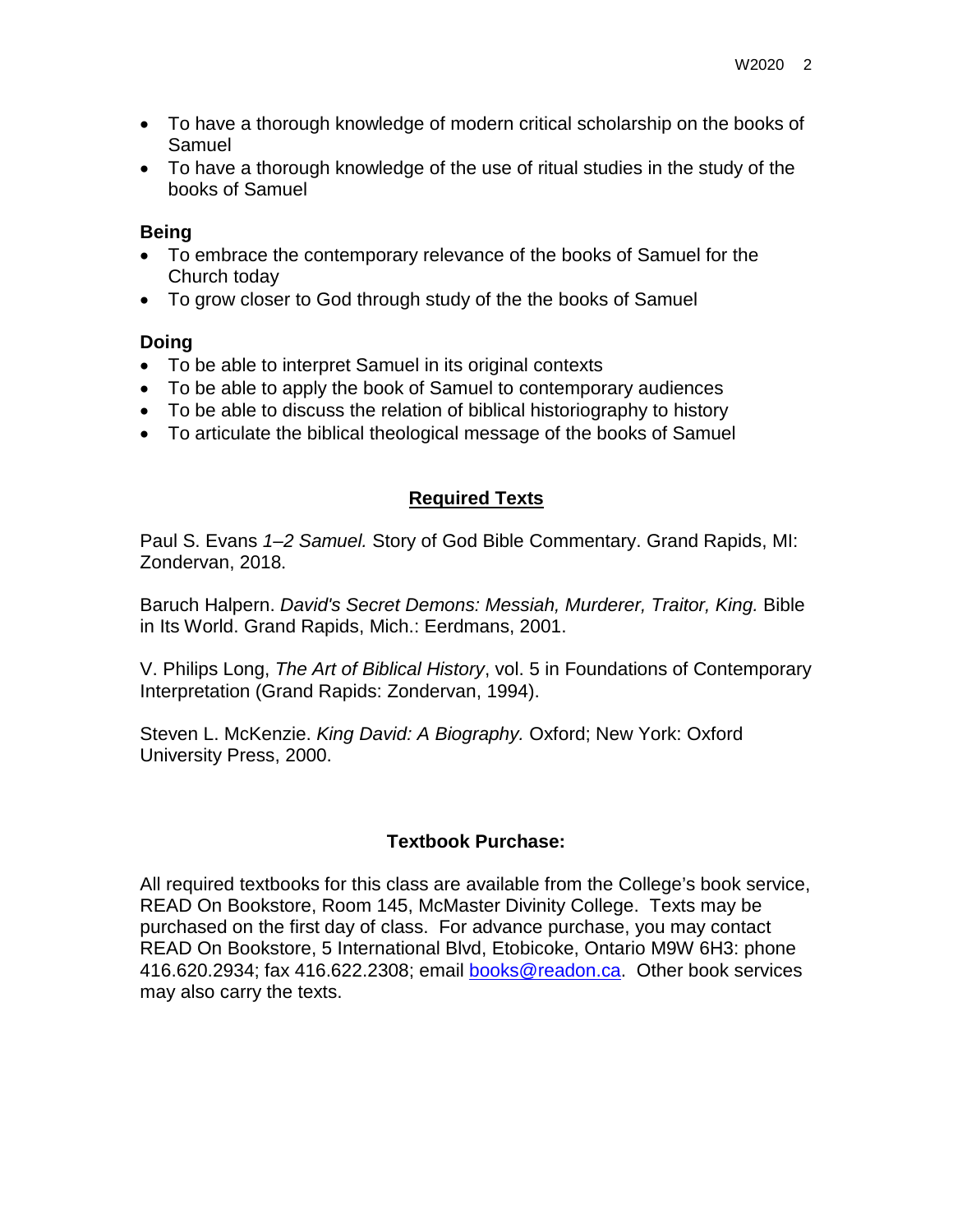- To have a thorough knowledge of modern critical scholarship on the books of Samuel
- To have a thorough knowledge of the use of ritual studies in the study of the books of Samuel

**Being**

- To embrace the contemporary relevance of the books of Samuel for the Church today
- To grow closer to God through study of the the books of Samuel

**Doing**

- To be able to interpret Samuel in its original contexts
- To be able to apply the book of Samuel to contemporary audiences
- To be able to discuss the relation of biblical historiography to history
- To articulate the biblical theological message of the books of Samuel

## Required Texts

Paul S. Evans *1–2 Samuel.* Story of God Bible Commentary. Grand Rapids, MI: Zondervan, 2018.

Baruch Halpern. *David's Secret Demons: Messiah, Murderer, Traitor, King.* Bible in Its World. Grand Rapids, Mich.: Eerdmans, 2001.

V. Philips Long, *The Art of Biblical History*, vol. 5 in Foundations of Contemporary Interpretation (Grand Rapids: Zondervan, 1994).

Steven L. McKenzie. *King David: A Biography.* Oxford; New York: Oxford University Press, 2000.

## Textbook Purchase:

All required textbooks for this class are available from the College's book service, READ On Bookstore, Room 145, McMaster Divinity College. Texts may be purchased on the first day of class. For advance purchase, you may contact READ On Bookstore, 5 International Blvd, Etobicoke, Ontario M9W 6H3: phone 416.620.2934; fax 416.622.2308; email books@readon.ca. Other book services may also carry the texts.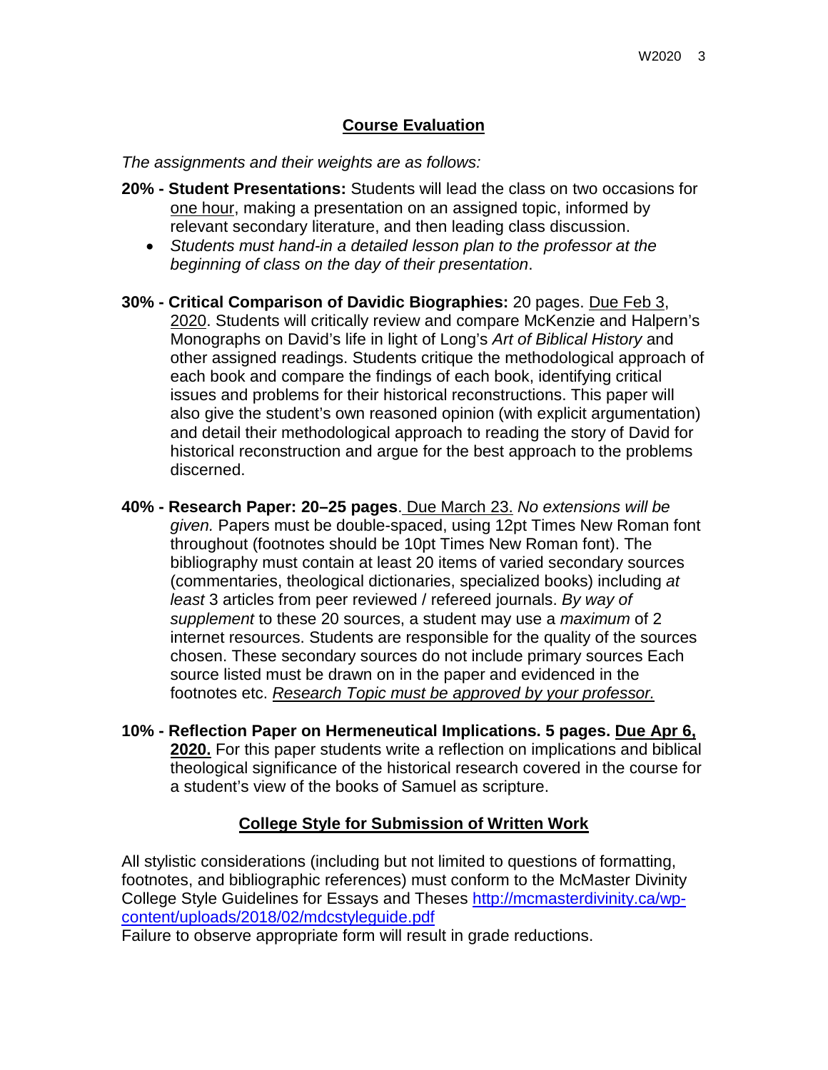## Course Evaluation

*The assignments and their weights are as follows:*

**20% - Student Presentations:** Students will lead the class on two occasions for one hour, making a presentation on an assigned topic, informed by relevant secondary literature, and then leading class discussion.

- *Students must hand-in a detailed lesson plan to the professor at the beginning of class on the day of their presentation*.

**30% - Critical Comparison of Davidic Biographies:** 20 pages. Due Feb 3, 2020. Students will critically review and compare McKenzie and Halpern's Monographs on David's life in light of Long's *Art of Biblical History* and other assigned readings. Students critique the methodological approach of each book and compare the findings of each book, identifying critical issues and problems for their historical reconstructions. This paper will also give the student's own reasoned opinion (with explicit argumentation) and detail their methodological approach to reading the story of David for historical reconstruction and argue for the best approach to the problems discerned.

**40% - Research Paper: 20–25 pages**. Due March 23. *No extensions will be given.* Papers must be double-spaced, using 12pt Times New Roman font throughout (footnotes should be 10pt Times New Roman font). The bibliography must contain at least 20 items of varied secondary sources (commentaries, theological dictionaries, specialized books) including *at least* 3 articles from peer reviewed / refereed journals. *By way of supplement* to these 20 sources, a student may use a *maximum* of 2 internet resources. Students are responsible for the quality of the sources chosen. These secondary sources do not include primary sources Each source listed must be drawn on in the paper and evidenced in the footnotes etc. *Research Topic must be approved by your professor.*

**10% - Reflection Paper on Hermeneutical Implications. 5 pages. Due Apr 6, 2020.** For this paper students write a reflection on implications and biblical theological significance of the historical research covered in the course for a student's view of the books of Samuel as scripture.

## College Style for Submission of Written Work

All stylistic considerations (including but not limited to questions of formatting, footnotes, and bibliographic references) must conform to the McMaster Divinity College Style Guidelines for Essays and Theses http://mcmasterdivinity.ca/wp-content/uploads/2018/02/mdcstyleguide.pdf

Failure to observe appropriate form will result in grade reductions.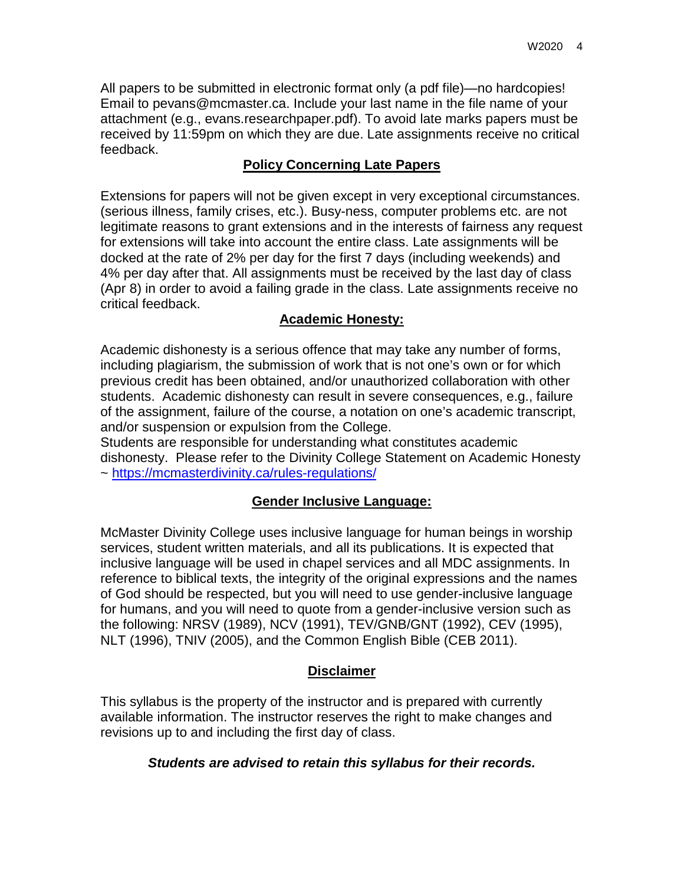All papers to be submitted in electronic format only (a pdf file)—no hardcopies! Email to pevans@mcmaster.ca. Include your last name in the file name of your attachment (e.g., evans.researchpaper.pdf). To avoid late marks papers must be received by 11:59pm on which they are due. Late assignments receive no critical feedback.

## Policy Concerning Late Papers

Extensions for papers will not be given except in very exceptional circumstances. (serious illness, family crises, etc.). Busy-ness, computer problems etc. are not legitimate reasons to grant extensions and in the interests of fairness any request for extensions will take into account the entire class. Late assignments will be docked at the rate of 2% per day for the first 7 days (including weekends) and 4% per day after that. All assignments must be received by the last day of class (Apr 8) in order to avoid a failing grade in the class. Late assignments receive no critical feedback.

## Academic Honesty:

Academic dishonesty is a serious offence that may take any number of forms, including plagiarism, the submission of work that is not one's own or for which previous credit has been obtained, and/or unauthorized collaboration with other students. Academic dishonesty can result in severe consequences, e.g., failure of the assignment, failure of the course, a notation on one's academic transcript, and/or suspension or expulsion from the College.
Students are responsible for understanding what constitutes academic dishonesty. Please refer to the Divinity College Statement on Academic Honesty ~ [https://mcmasterdivinity.ca/rules-regulations/](https://mcmasterdivinity.ca/rules-regulations/)

## Gender Inclusive Language:

McMaster Divinity College uses inclusive language for human beings in worship services, student written materials, and all its publications. It is expected that inclusive language will be used in chapel services and all MDC assignments. In reference to biblical texts, the integrity of the original expressions and the names of God should be respected, but you will need to use gender-inclusive language for humans, and you will need to quote from a gender-inclusive version such as the following: NRSV (1989), NCV (1991), TEV/GNB/GNT (1992), CEV (1995), NLT (1996), TNIV (2005), and the Common English Bible (CEB 2011).

## Disclaimer

This syllabus is the property of the instructor and is prepared with currently available information. The instructor reserves the right to make changes and revisions up to and including the first day of class.

***Students are advised to retain this syllabus for their records.***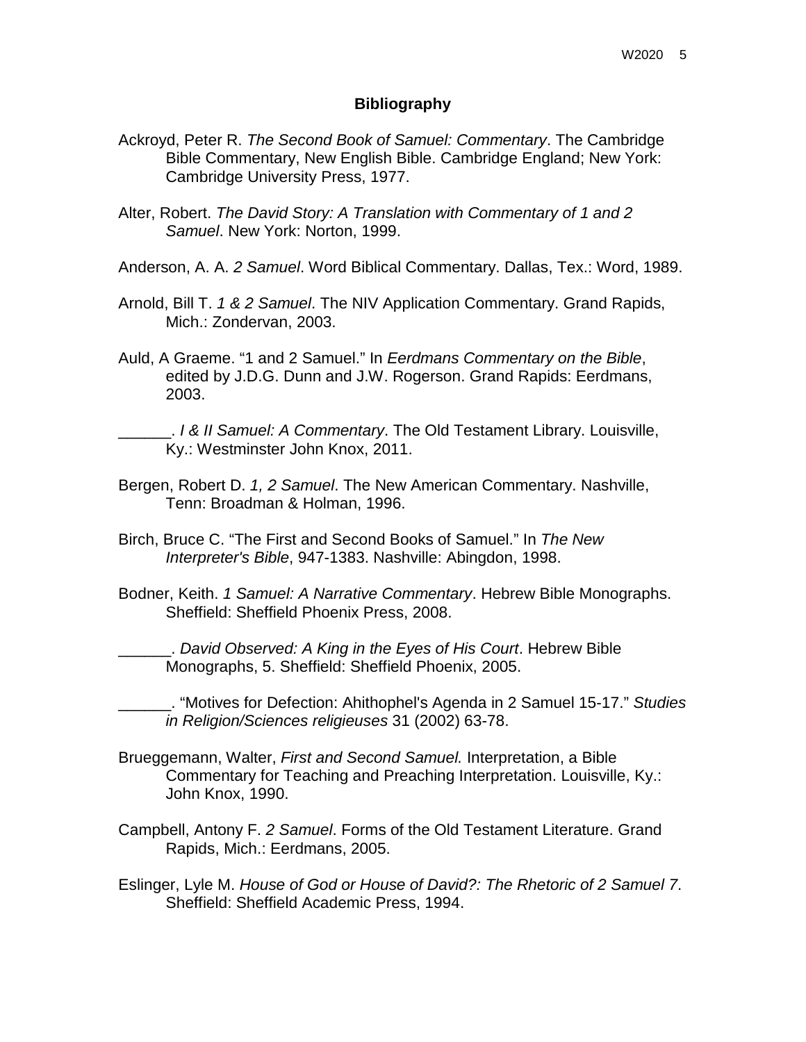**Bibliography**

Ackroyd, Peter R. *The Second Book of Samuel: Commentary*. The Cambridge Bible Commentary, New English Bible. Cambridge England; New York: Cambridge University Press, 1977.

Alter, Robert. *The David Story: A Translation with Commentary of 1 and 2 Samuel*. New York: Norton, 1999.

Anderson, A. A. *2 Samuel*. Word Biblical Commentary. Dallas, Tex.: Word, 1989.

Arnold, Bill T. *1 & 2 Samuel*. The NIV Application Commentary. Grand Rapids, Mich.: Zondervan, 2003.

Auld, A Graeme. "1 and 2 Samuel." In *Eerdmans Commentary on the Bible*, edited by J.D.G. Dunn and J.W. Rogerson. Grand Rapids: Eerdmans, 2003.

______. *I & II Samuel: A Commentary*. The Old Testament Library. Louisville, Ky.: Westminster John Knox, 2011.

Bergen, Robert D. *1, 2 Samuel*. The New American Commentary. Nashville, Tenn: Broadman & Holman, 1996.

Birch, Bruce C. "The First and Second Books of Samuel." In *The New Interpreter's Bible*, 947-1383. Nashville: Abingdon, 1998.

Bodner, Keith. *1 Samuel: A Narrative Commentary*. Hebrew Bible Monographs. Sheffield: Sheffield Phoenix Press, 2008.

______. *David Observed: A King in the Eyes of His Court*. Hebrew Bible Monographs, 5. Sheffield: Sheffield Phoenix, 2005.

______. "Motives for Defection: Ahithophel's Agenda in 2 Samuel 15-17." *Studies in Religion/Sciences religieuses* 31 (2002) 63-78.

Brueggemann, Walter, *First and Second Samuel.* Interpretation, a Bible Commentary for Teaching and Preaching Interpretation. Louisville, Ky.: John Knox, 1990.

Campbell, Antony F. *2 Samuel*. Forms of the Old Testament Literature. Grand Rapids, Mich.: Eerdmans, 2005.

Eslinger, Lyle M. *House of God or House of David?: The Rhetoric of 2 Samuel 7*. Sheffield: Sheffield Academic Press, 1994.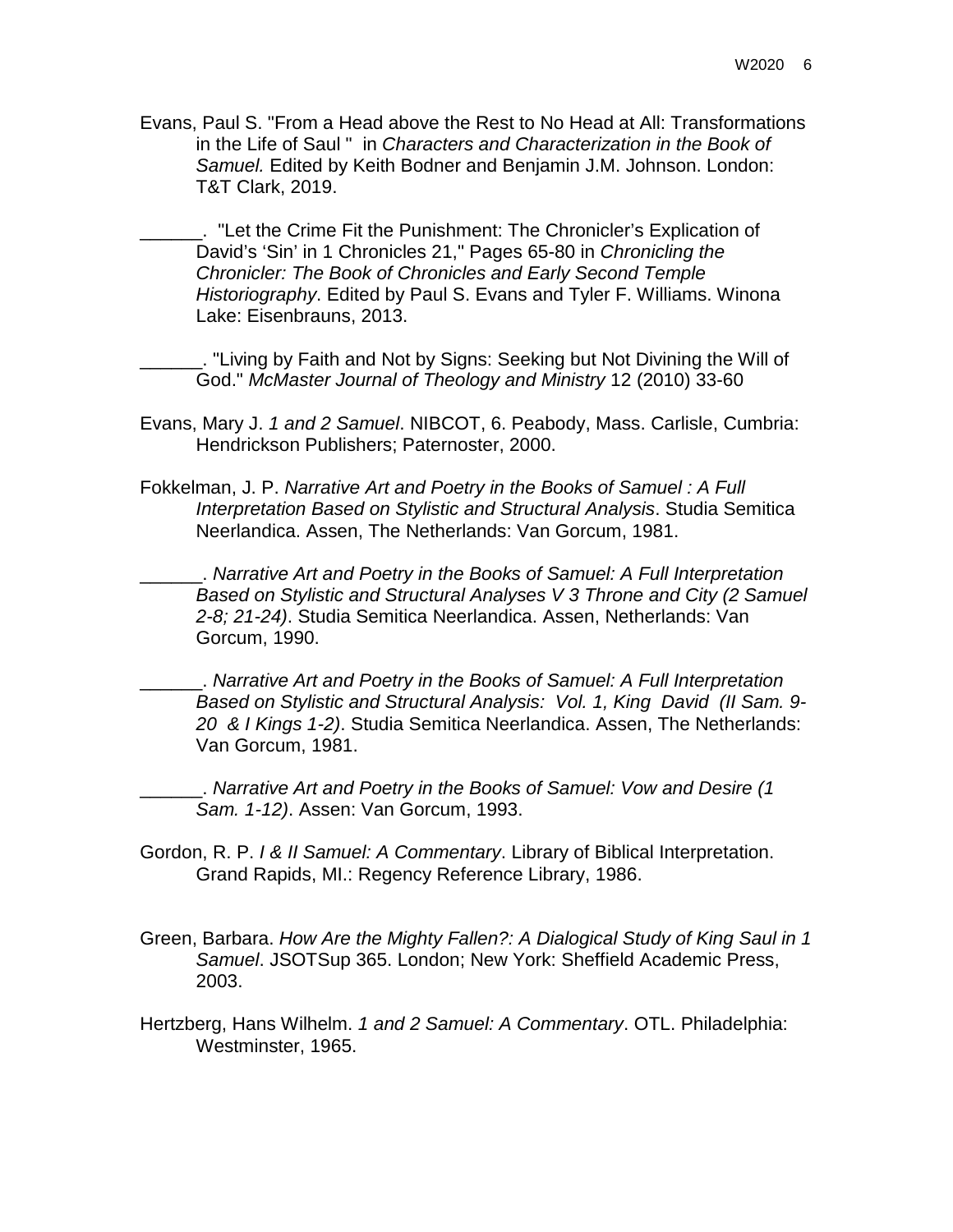Evans, Paul S. "From a Head above the Rest to No Head at All: Transformations in the Life of Saul " in *Characters and Characterization in the Book of Samuel.* Edited by Keith Bodner and Benjamin J.M. Johnson. London: T&T Clark, 2019.

______. "Let the Crime Fit the Punishment: The Chronicler's Explication of David's 'Sin' in 1 Chronicles 21," Pages 65-80 in *Chronicling the Chronicler: The Book of Chronicles and Early Second Temple Historiography*. Edited by Paul S. Evans and Tyler F. Williams. Winona Lake: Eisenbrauns, 2013.

______. "Living by Faith and Not by Signs: Seeking but Not Divining the Will of God." *McMaster Journal of Theology and Ministry* 12 (2010) 33-60

Evans, Mary J. *1 and 2 Samuel*. NIBCOT, 6. Peabody, Mass. Carlisle, Cumbria: Hendrickson Publishers; Paternoster, 2000.

Fokkelman, J. P. *Narrative Art and Poetry in the Books of Samuel : A Full Interpretation Based on Stylistic and Structural Analysis*. Studia Semitica Neerlandica. Assen, The Netherlands: Van Gorcum, 1981.

______. *Narrative Art and Poetry in the Books of Samuel: A Full Interpretation Based on Stylistic and Structural Analyses V 3 Throne and City (2 Samuel 2-8; 21-24)*. Studia Semitica Neerlandica. Assen, Netherlands: Van Gorcum, 1990.

______. *Narrative Art and Poetry in the Books of Samuel: A Full Interpretation Based on Stylistic and Structural Analysis: Vol. 1, King David (II Sam. 9-20 & I Kings 1-2)*. Studia Semitica Neerlandica. Assen, The Netherlands: Van Gorcum, 1981.

______. *Narrative Art and Poetry in the Books of Samuel: Vow and Desire (1 Sam. 1-12)*. Assen: Van Gorcum, 1993.

Gordon, R. P. *I & II Samuel: A Commentary*. Library of Biblical Interpretation. Grand Rapids, MI.: Regency Reference Library, 1986.

Green, Barbara. *How Are the Mighty Fallen?: A Dialogical Study of King Saul in 1 Samuel*. JSOTSup 365. London; New York: Sheffield Academic Press, 2003.

Hertzberg, Hans Wilhelm. *1 and 2 Samuel: A Commentary*. OTL. Philadelphia: Westminster, 1965.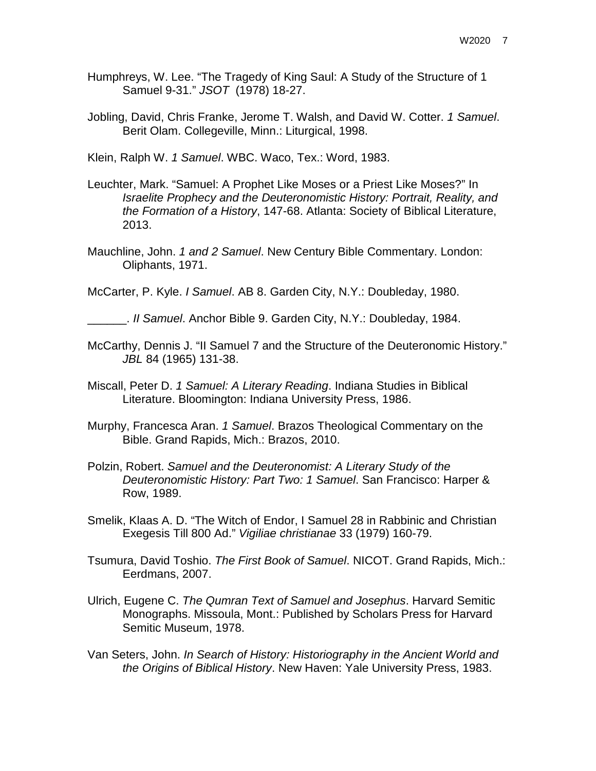Humphreys, W. Lee. “The Tragedy of King Saul: A Study of the Structure of 1 Samuel 9-31.” *JSOT* (1978) 18-27.

Jobling, David, Chris Franke, Jerome T. Walsh, and David W. Cotter. *1 Samuel*. Berit Olam. Collegeville, Minn.: Liturgical, 1998.

Klein, Ralph W. *1 Samuel*. WBC. Waco, Tex.: Word, 1983.

Leuchter, Mark. “Samuel: A Prophet Like Moses or a Priest Like Moses?” In *Israelite Prophecy and the Deuteronomistic History: Portrait, Reality, and the Formation of a History*, 147-68. Atlanta: Society of Biblical Literature, 2013.

Mauchline, John. *1 and 2 Samuel*. New Century Bible Commentary. London: Oliphants, 1971.

McCarter, P. Kyle. *I Samuel*. AB 8. Garden City, N.Y.: Doubleday, 1980.

______. *II Samuel*. Anchor Bible 9. Garden City, N.Y.: Doubleday, 1984.

McCarthy, Dennis J. “II Samuel 7 and the Structure of the Deuteronomic History.” *JBL* 84 (1965) 131-38.

Miscall, Peter D. *1 Samuel: A Literary Reading*. Indiana Studies in Biblical Literature. Bloomington: Indiana University Press, 1986.

Murphy, Francesca Aran. *1 Samuel*. Brazos Theological Commentary on the Bible. Grand Rapids, Mich.: Brazos, 2010.

Polzin, Robert. *Samuel and the Deuteronomist: A Literary Study of the Deuteronomistic History: Part Two: 1 Samuel*. San Francisco: Harper & Row, 1989.

Smelik, Klaas A. D. “The Witch of Endor, I Samuel 28 in Rabbinic and Christian Exegesis Till 800 Ad.” *Vigiliae christianae* 33 (1979) 160-79.

Tsumura, David Toshio. *The First Book of Samuel*. NICOT. Grand Rapids, Mich.: Eerdmans, 2007.

Ulrich, Eugene C. *The Qumran Text of Samuel and Josephus*. Harvard Semitic Monographs. Missoula, Mont.: Published by Scholars Press for Harvard Semitic Museum, 1978.

Van Seters, John. *In Search of History: Historiography in the Ancient World and the Origins of Biblical History*. New Haven: Yale University Press, 1983.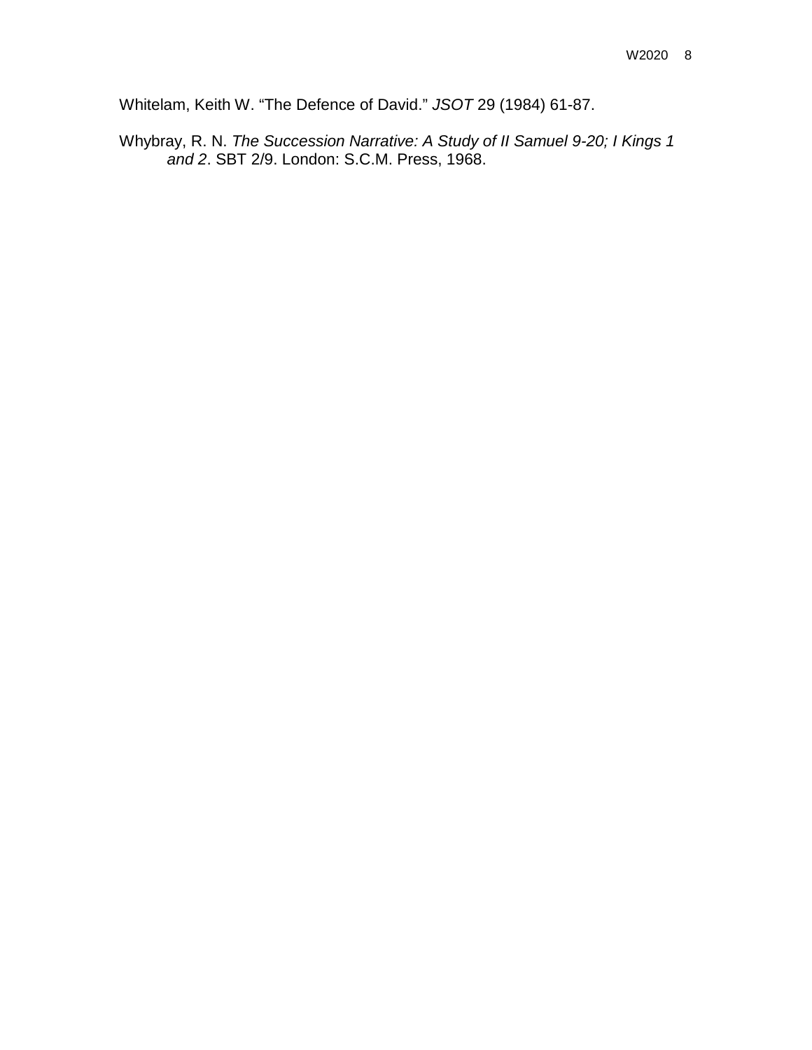Whitelam, Keith W. “The Defence of David.” *JSOT* 29 (1984) 61-87.

Whybray, R. N. *The Succession Narrative: A Study of II Samuel 9-20; I Kings 1 and 2*. SBT 2/9. London: S.C.M. Press, 1968.